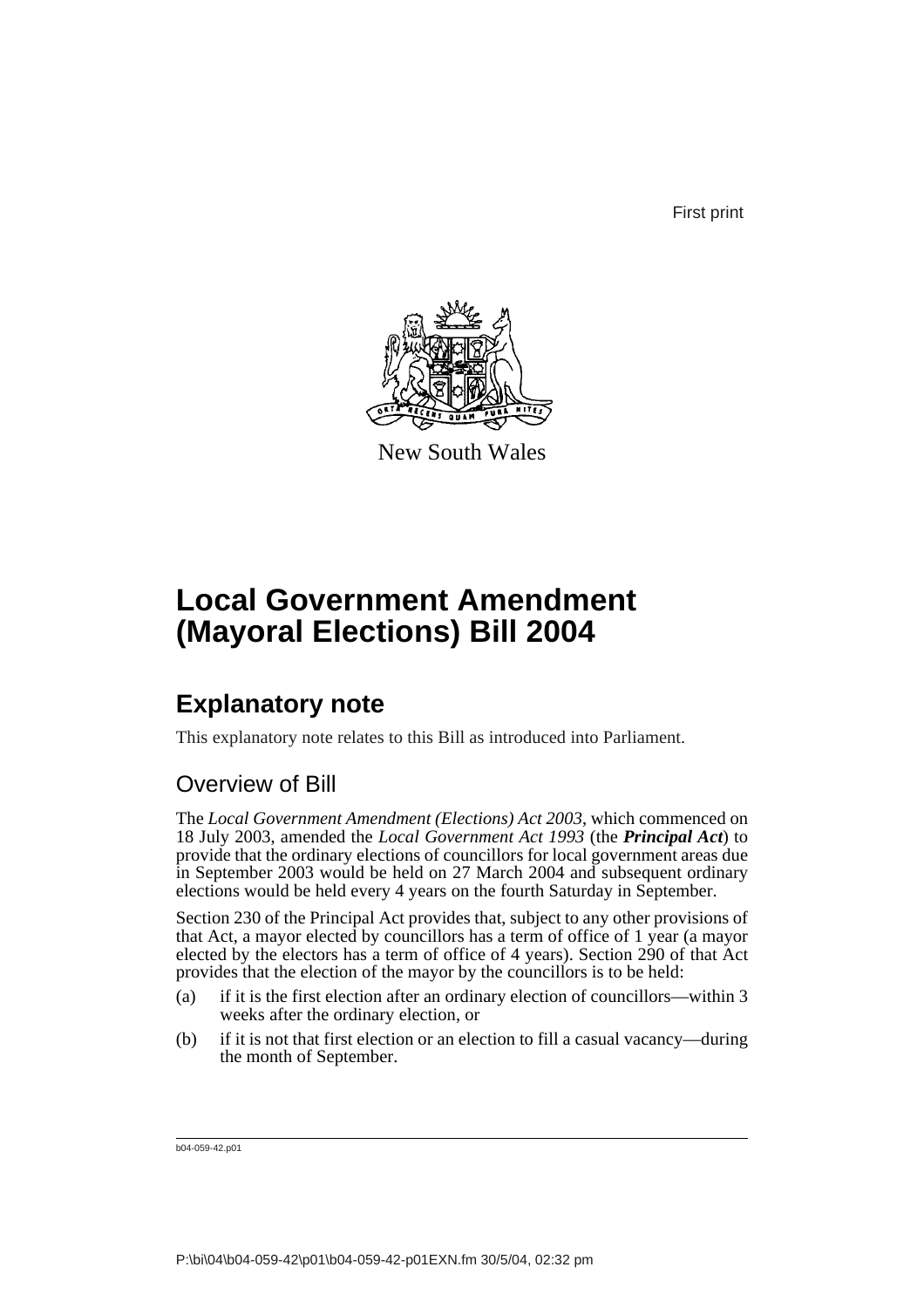First print

New South Wales

# Local Government Amendment (Mayoral Elections) Bill 2004

## Explanatory note

This explanatory note relates to this Bill as introduced into Parliament.

### Overview of Bill

The *Local Government Amendment (Elections) Act 2003*, which commenced on 18 July 2003, amended the *Local Government Act 1993* (the ***Principal Act***) to provide that the ordinary elections of councillors for local government areas due in September 2003 would be held on 27 March 2004 and subsequent ordinary elections would be held every 4 years on the fourth Saturday in September.

Section 230 of the Principal Act provides that, subject to any other provisions of that Act, a mayor elected by councillors has a term of office of 1 year (a mayor elected by the electors has a term of office of 4 years). Section 290 of that Act provides that the election of the mayor by the councillors is to be held:

(a) if it is the first election after an ordinary election of councillors—within 3 weeks after the ordinary election, or

(b) if it is not that first election or an election to fill a casual vacancy—during the month of September.

b04-059-42.p01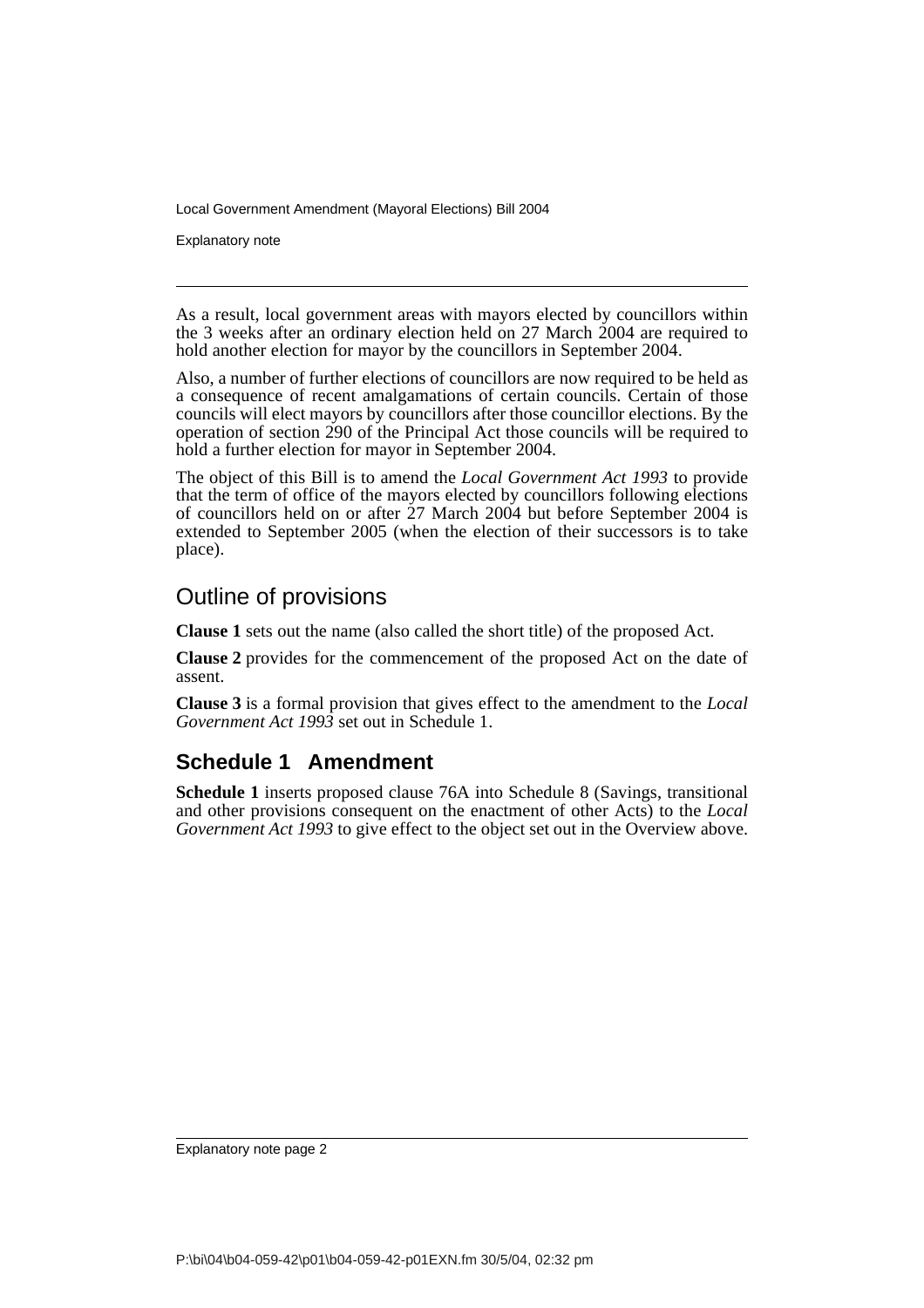As a result, local government areas with mayors elected by councillors within the 3 weeks after an ordinary election held on 27 March 2004 are required to hold another election for mayor by the councillors in September 2004.

Also, a number of further elections of councillors are now required to be held as a consequence of recent amalgamations of certain councils. Certain of those councils will elect mayors by councillors after those councillor elections. By the operation of section 290 of the Principal Act those councils will be required to hold a further election for mayor in September 2004.

The object of this Bill is to amend the *Local Government Act 1993* to provide that the term of office of the mayors elected by councillors following elections of councillors held on or after 27 March 2004 but before September 2004 is extended to September 2005 (when the election of their successors is to take place).

## Outline of provisions

**Clause 1** sets out the name (also called the short title) of the proposed Act.

**Clause 2** provides for the commencement of the proposed Act on the date of assent.

**Clause 3** is a formal provision that gives effect to the amendment to the *Local Government Act 1993* set out in Schedule 1.

## Schedule 1 Amendment

**Schedule 1** inserts proposed clause 76A into Schedule 8 (Savings, transitional and other provisions consequent on the enactment of other Acts) to the *Local Government Act 1993* to give effect to the object set out in the Overview above.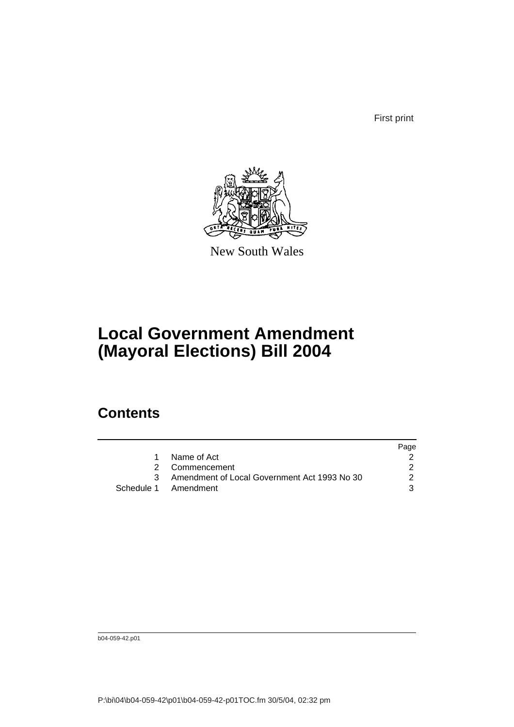First print

New South Wales

# Local Government Amendment (Mayoral Elections) Bill 2004

## Contents

| | | Page |
|---|---|---|
| 1 | Name of Act | 2 |
| 2 | Commencement | 2 |
| 3 | Amendment of Local Government Act 1993 No 30 | 2 |
| Schedule 1 | Amendment | 3 |

b04-059-42.p01

P:\bi\04\b04-059-42\p01\b04-059-42-p01TOC.fm 30/5/04, 02:32 pm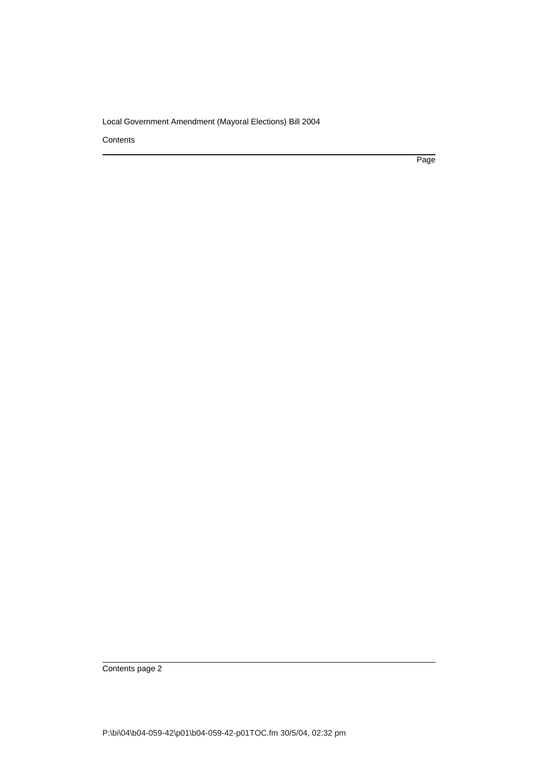Contents

Page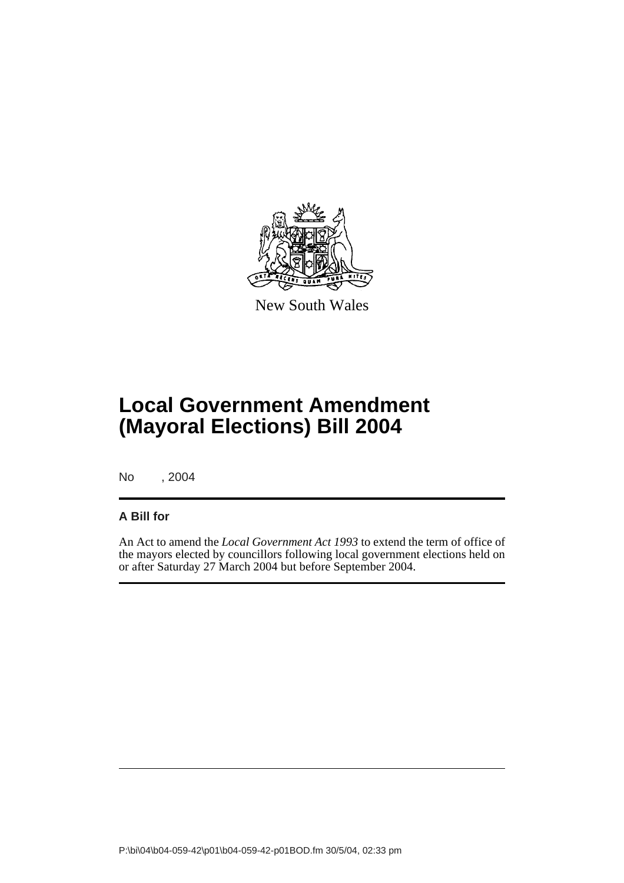New South Wales

# Local Government Amendment (Mayoral Elections) Bill 2004

No , 2004

**A Bill for**

An Act to amend the *Local Government Act 1993* to extend the term of office of the mayors elected by councillors following local government elections held on or after Saturday 27 March 2004 but before September 2004.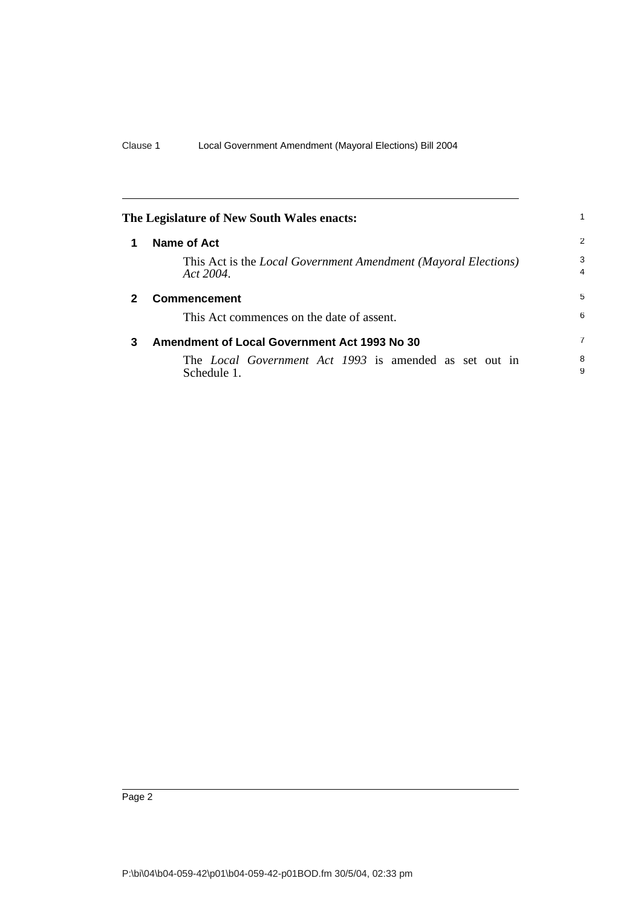**The Legislature of New South Wales enacts:**

## 1 Name of Act

This Act is the *Local Government Amendment (Mayoral Elections) Act 2004*.

## 2 Commencement

This Act commences on the date of assent.

## 3 Amendment of Local Government Act 1993 No 30

The *Local Government Act 1993* is amended as set out in Schedule 1.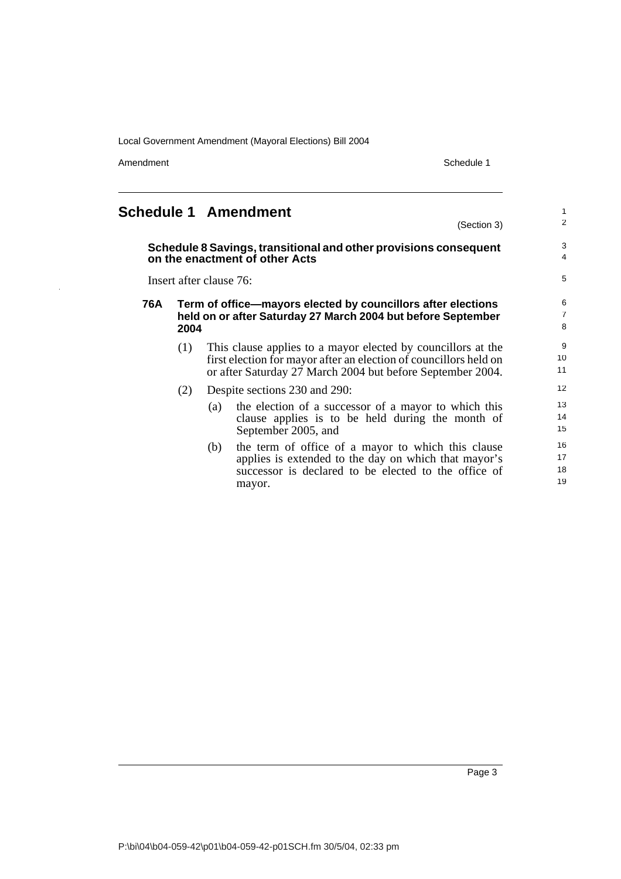# Schedule 1 Amendment

(Section 3)

**Schedule 8 Savings, transitional and other provisions consequent on the enactment of other Acts**

Insert after clause 76:

**76A Term of office—mayors elected by councillors after elections held on or after Saturday 27 March 2004 but before September 2004**

(1) This clause applies to a mayor elected by councillors at the first election for mayor after an election of councillors held on or after Saturday 27 March 2004 but before September 2004.

(2) Despite sections 230 and 290:

(a) the election of a successor of a mayor to which this clause applies is to be held during the month of September 2005, and

(b) the term of office of a mayor to which this clause applies is extended to the day on which that mayor's successor is declared to be elected to the office of mayor.